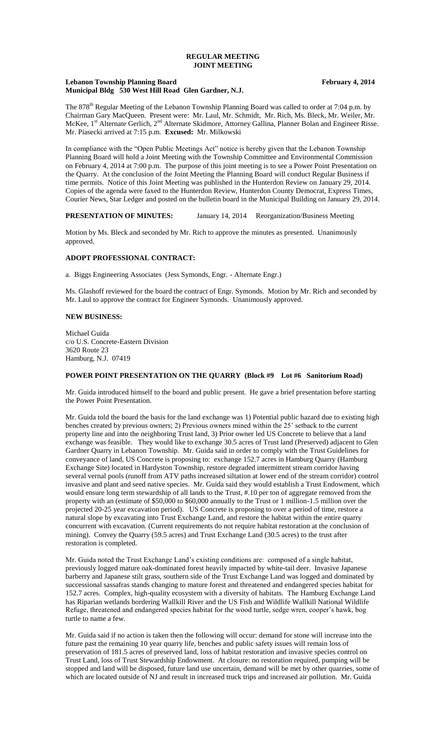# REGULAR MEETING
# JOINT MEETING

**Lebanon Township Planning Board** **February 4, 2014**
**Municipal Bldg 530 West Hill Road Glen Gardner, N.J.**

The 878th Regular Meeting of the Lebanon Township Planning Board was called to order at 7:04 p.m. by Chairman Gary MacQueen. Present were: Mr. Laul, Mr. Schmidt, Mr. Rich, Ms. Bleck, Mr. Weiler, Mr. McKee, 1st Alternate Gerlich, 2nd Alternate Skidmore, Attorney Gallina, Planner Bolan and Engineer Risse. Mr. Piasecki arrived at 7:15 p.m. **Excused:** Mr. Milkowski

In compliance with the "Open Public Meetings Act" notice is hereby given that the Lebanon Township Planning Board will hold a Joint Meeting with the Township Committee and Environmental Commission on February 4, 2014 at 7:00 p.m. The purpose of this joint meeting is to see a Power Point Presentation on the Quarry. At the conclusion of the Joint Meeting the Planning Board will conduct Regular Business if time permits. Notice of this Joint Meeting was published in the Hunterdon Review on January 29, 2014. Copies of the agenda were faxed to the Hunterdon Review, Hunterdon County Democrat, Express Times, Courier News, Star Ledger and posted on the bulletin board in the Municipal Building on January 29, 2014.

**PRESENTATION OF MINUTES:** January 14, 2014 Reorganization/Business Meeting

Motion by Ms. Bleck and seconded by Mr. Rich to approve the minutes as presented. Unanimously approved.

**ADOPT PROFESSIONAL CONTRACT:**

a. Biggs Engineering Associates (Jess Symonds, Engr. - Alternate Engr.)

Ms. Glashoff reviewed for the board the contract of Engr. Symonds. Motion by Mr. Rich and seconded by Mr. Laul to approve the contract for Engineer Symonds. Unanimously approved.

**NEW BUSINESS:**

Michael Guida
c/o U.S. Concrete-Eastern Division
3620 Route 23
Hamburg, N.J. 07419

**POWER POINT PRESENTATION ON THE QUARRY (Block #9 Lot #6 Sanitorium Road)**

Mr. Guida introduced himself to the board and public present. He gave a brief presentation before starting the Power Point Presentation.

Mr. Guida told the board the basis for the land exchange was 1) Potential public hazard due to existing high benches created by previous owners; 2) Previous owners mined within the 25' setback to the current property line and into the neighboring Trust land, 3) Prior owner led US Concrete to believe that a land exchange was feasible. They would like to exchange 30.5 acres of Trust land (Preserved) adjacent to Glen Gardner Quarry in Lebanon Township. Mr. Guida said in order to comply with the Trust Guidelines for conveyance of land, US Concrete is proposing to: exchange 152.7 acres in Hamburg Quarry (Hamburg Exchange Site) located in Hardyston Township, restore degraded intermittent stream corridor having several vernal pools (runoff from ATV paths increased siltation at lower end of the stream corridor) control invasive and plant and seed native species. Mr. Guida said they would establish a Trust Endowment, which would ensure long term stewardship of all lands to the Trust, #.10 per ton of aggregate removed from the property with an (estimate of $50,000 to $60,000 annually to the Trust or 1 million-1.5 million over the projected 20-25 year excavation period). US Concrete is proposing to over a period of time, restore a natural slope by excavating into Trust Exchange Land, and restore the habitat within the entire quarry concurrent with excavation. (Current requirements do not require habitat restoration at the conclusion of mining). Convey the Quarry (59.5 acres) and Trust Exchange Land (30.5 acres) to the trust after restoration is completed.

Mr. Guida noted the Trust Exchange Land's existing conditions are: composed of a single habitat, previously logged mature oak-dominated forest heavily impacted by white-tail deer. Invasive Japanese barberry and Japanese stilt grass, southern side of the Trust Exchange Land was logged and dominated by successional sassafras stands changing to mature forest and threatened and endangered species habitat for 152.7 acres. Complex, high-quality ecosystem with a diversity of habitats. The Hamburg Exchange Land has Riparian wetlands bordering Wallkill River and the US Fish and Wildlife Wallkill National Wildlife Refuge, threatened and endangered species habitat for the wood turtle, sedge wren, cooper's hawk, bog turtle to name a few.

Mr. Guida said if no action is taken then the following will occur: demand for stone will increase into the future past the remaining 10 year quarry life, benches and public safety issues will remain loss of preservation of 181.5 acres of preserved land, loss of habitat restoration and invasive species control on Trust Land, loss of Trust Stewardship Endowment. At closure: no restoration required, pumping will be stopped and land will be disposed, future land use uncertain, demand will be met by other quarries, some of which are located outside of NJ and result in increased truck trips and increased air pollution. Mr. Guida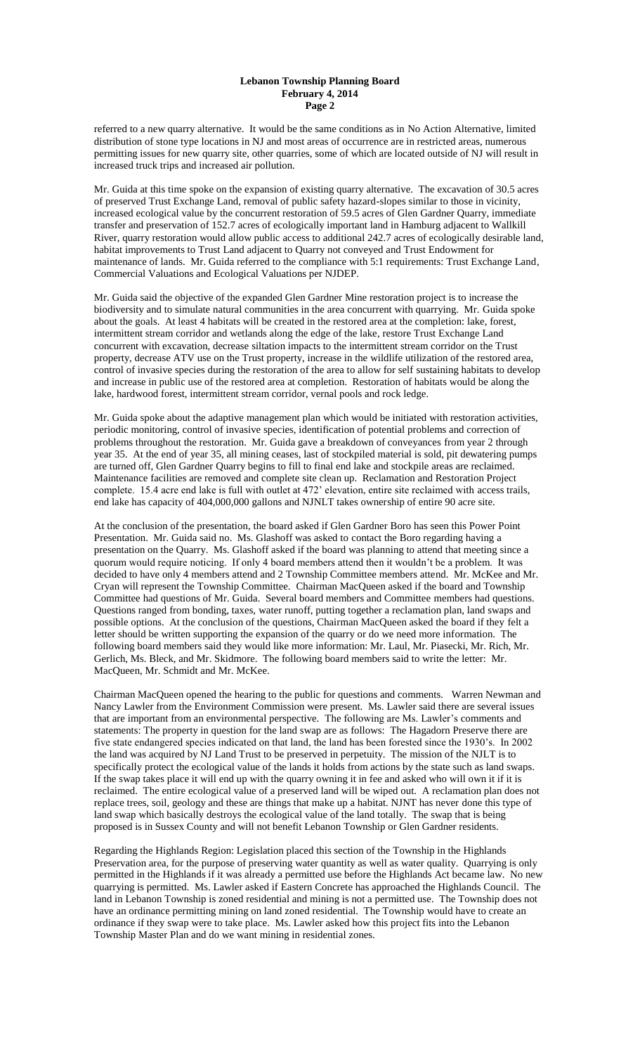referred to a new quarry alternative. It would be the same conditions as in No Action Alternative, limited distribution of stone type locations in NJ and most areas of occurrence are in restricted areas, numerous permitting issues for new quarry site, other quarries, some of which are located outside of NJ will result in increased truck trips and increased air pollution.

Mr. Guida at this time spoke on the expansion of existing quarry alternative. The excavation of 30.5 acres of preserved Trust Exchange Land, removal of public safety hazard-slopes similar to those in vicinity, increased ecological value by the concurrent restoration of 59.5 acres of Glen Gardner Quarry, immediate transfer and preservation of 152.7 acres of ecologically important land in Hamburg adjacent to Wallkill River, quarry restoration would allow public access to additional 242.7 acres of ecologically desirable land, habitat improvements to Trust Land adjacent to Quarry not conveyed and Trust Endowment for maintenance of lands. Mr. Guida referred to the compliance with 5:1 requirements: Trust Exchange Land, Commercial Valuations and Ecological Valuations per NJDEP.

Mr. Guida said the objective of the expanded Glen Gardner Mine restoration project is to increase the biodiversity and to simulate natural communities in the area concurrent with quarrying. Mr. Guida spoke about the goals. At least 4 habitats will be created in the restored area at the completion: lake, forest, intermittent stream corridor and wetlands along the edge of the lake, restore Trust Exchange Land concurrent with excavation, decrease siltation impacts to the intermittent stream corridor on the Trust property, decrease ATV use on the Trust property, increase in the wildlife utilization of the restored area, control of invasive species during the restoration of the area to allow for self sustaining habitats to develop and increase in public use of the restored area at completion. Restoration of habitats would be along the lake, hardwood forest, intermittent stream corridor, vernal pools and rock ledge.

Mr. Guida spoke about the adaptive management plan which would be initiated with restoration activities, periodic monitoring, control of invasive species, identification of potential problems and correction of problems throughout the restoration. Mr. Guida gave a breakdown of conveyances from year 2 through year 35. At the end of year 35, all mining ceases, last of stockpiled material is sold, pit dewatering pumps are turned off, Glen Gardner Quarry begins to fill to final end lake and stockpile areas are reclaimed. Maintenance facilities are removed and complete site clean up. Reclamation and Restoration Project complete. 15.4 acre end lake is full with outlet at 472' elevation, entire site reclaimed with access trails, end lake has capacity of 404,000,000 gallons and NJNLT takes ownership of entire 90 acre site.

At the conclusion of the presentation, the board asked if Glen Gardner Boro has seen this Power Point Presentation. Mr. Guida said no. Ms. Glashoff was asked to contact the Boro regarding having a presentation on the Quarry. Ms. Glashoff asked if the board was planning to attend that meeting since a quorum would require noticing. If only 4 board members attend then it wouldn't be a problem. It was decided to have only 4 members attend and 2 Township Committee members attend. Mr. McKee and Mr. Cryan will represent the Township Committee. Chairman MacQueen asked if the board and Township Committee had questions of Mr. Guida. Several board members and Committee members had questions. Questions ranged from bonding, taxes, water runoff, putting together a reclamation plan, land swaps and possible options. At the conclusion of the questions, Chairman MacQueen asked the board if they felt a letter should be written supporting the expansion of the quarry or do we need more information. The following board members said they would like more information: Mr. Laul, Mr. Piasecki, Mr. Rich, Mr. Gerlich, Ms. Bleck, and Mr. Skidmore. The following board members said to write the letter: Mr. MacQueen, Mr. Schmidt and Mr. McKee.

Chairman MacQueen opened the hearing to the public for questions and comments. Warren Newman and Nancy Lawler from the Environment Commission were present. Ms. Lawler said there are several issues that are important from an environmental perspective. The following are Ms. Lawler's comments and statements: The property in question for the land swap are as follows: The Hagadorn Preserve there are five state endangered species indicated on that land, the land has been forested since the 1930's. In 2002 the land was acquired by NJ Land Trust to be preserved in perpetuity. The mission of the NJLT is to specifically protect the ecological value of the lands it holds from actions by the state such as land swaps. If the swap takes place it will end up with the quarry owning it in fee and asked who will own it if it is reclaimed. The entire ecological value of a preserved land will be wiped out. A reclamation plan does not replace trees, soil, geology and these are things that make up a habitat. NJNT has never done this type of land swap which basically destroys the ecological value of the land totally. The swap that is being proposed is in Sussex County and will not benefit Lebanon Township or Glen Gardner residents.

Regarding the Highlands Region: Legislation placed this section of the Township in the Highlands Preservation area, for the purpose of preserving water quantity as well as water quality. Quarrying is only permitted in the Highlands if it was already a permitted use before the Highlands Act became law. No new quarrying is permitted. Ms. Lawler asked if Eastern Concrete has approached the Highlands Council. The land in Lebanon Township is zoned residential and mining is not a permitted use. The Township does not have an ordinance permitting mining on land zoned residential. The Township would have to create an ordinance if they swap were to take place. Ms. Lawler asked how this project fits into the Lebanon Township Master Plan and do we want mining in residential zones.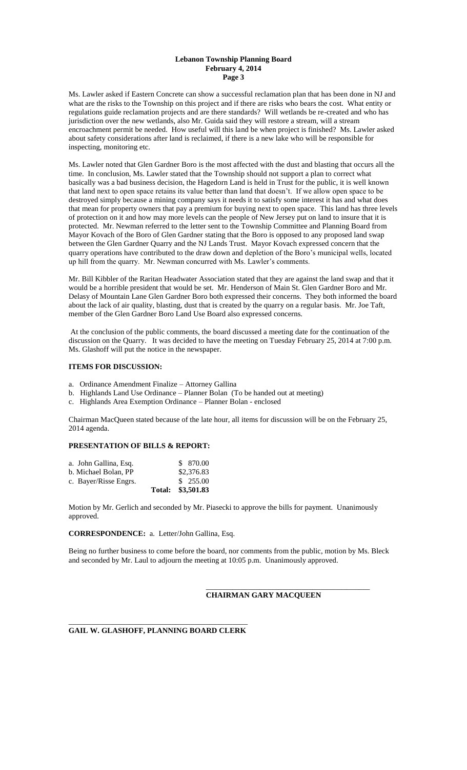Ms. Lawler asked if Eastern Concrete can show a successful reclamation plan that has been done in NJ and what are the risks to the Township on this project and if there are risks who bears the cost. What entity or regulations guide reclamation projects and are there standards? Will wetlands be re-created and who has jurisdiction over the new wetlands, also Mr. Guida said they will restore a stream, will a stream encroachment permit be needed. How useful will this land be when project is finished? Ms. Lawler asked about safety considerations after land is reclaimed, if there is a new lake who will be responsible for inspecting, monitoring etc.

Ms. Lawler noted that Glen Gardner Boro is the most affected with the dust and blasting that occurs all the time. In conclusion, Ms. Lawler stated that the Township should not support a plan to correct what basically was a bad business decision, the Hagedorn Land is held in Trust for the public, it is well known that land next to open space retains its value better than land that doesn't. If we allow open space to be destroyed simply because a mining company says it needs it to satisfy some interest it has and what does that mean for property owners that pay a premium for buying next to open space. This land has three levels of protection on it and how may more levels can the people of New Jersey put on land to insure that it is protected. Mr. Newman referred to the letter sent to the Township Committee and Planning Board from Mayor Kovach of the Boro of Glen Gardner stating that the Boro is opposed to any proposed land swap between the Glen Gardner Quarry and the NJ Lands Trust. Mayor Kovach expressed concern that the quarry operations have contributed to the draw down and depletion of the Boro's municipal wells, located up hill from the quarry. Mr. Newman concurred with Ms. Lawler's comments.

Mr. Bill Kibbler of the Raritan Headwater Association stated that they are against the land swap and that it would be a horrible president that would be set. Mr. Henderson of Main St. Glen Gardner Boro and Mr. Delasy of Mountain Lane Glen Gardner Boro both expressed their concerns. They both informed the board about the lack of air quality, blasting, dust that is created by the quarry on a regular basis. Mr. Joe Taft, member of the Glen Gardner Boro Land Use Board also expressed concerns.

At the conclusion of the public comments, the board discussed a meeting date for the continuation of the discussion on the Quarry. It was decided to have the meeting on Tuesday February 25, 2014 at 7:00 p.m. Ms. Glashoff will put the notice in the newspaper.

**ITEMS FOR DISCUSSION:**

a. Ordinance Amendment Finalize – Attorney Gallina
b. Highlands Land Use Ordinance – Planner Bolan (To be handed out at meeting)
c. Highlands Area Exemption Ordinance – Planner Bolan - enclosed

Chairman MacQueen stated because of the late hour, all items for discussion will be on the February 25, 2014 agenda.

**PRESENTATION OF BILLS & REPORT:**

| | | |
|---|---|---|
| a. John Gallina, Esq. | | \$ 870.00 |
| b. Michael Bolan, PP | | \$2,376.83 |
| c. Bayer/Risse Engrs. | | \$ 255.00 |
| | **Total:** | **\$3,501.83** |

Motion by Mr. Gerlich and seconded by Mr. Piasecki to approve the bills for payment. Unanimously approved.

**CORRESPONDENCE:** a. Letter/John Gallina, Esq.

Being no further business to come before the board, nor comments from the public, motion by Ms. Bleck and seconded by Mr. Laul to adjourn the meeting at 10:05 p.m. Unanimously approved.

\_\_\_\_\_\_\_\_\_\_\_\_\_\_\_\_\_\_\_\_\_\_\_\_\_\_\_\_\_\_\_\_\_\_\_\_\_\_\_\_\_\_
**CHAIRMAN GARY MACQUEEN**

\_\_\_\_\_\_\_\_\_\_\_\_\_\_\_\_\_\_\_\_\_\_\_\_\_\_\_\_\_\_\_\_\_\_\_\_\_\_\_\_\_\_
**GAIL W. GLASHOFF, PLANNING BOARD CLERK**